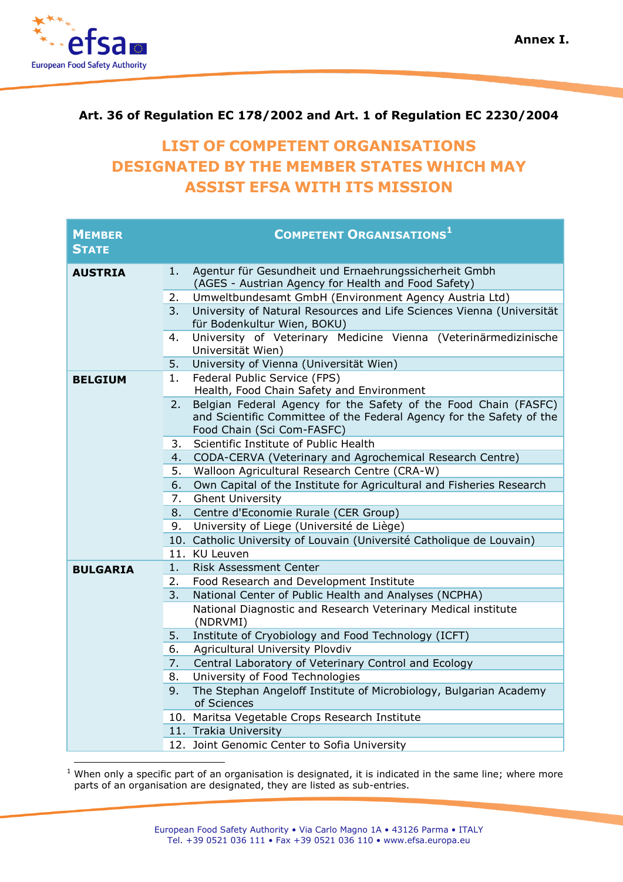Annex I.

**Art. 36 of Regulation EC 178/2002 and Art. 1 of Regulation EC 2230/2004**

# LIST OF COMPETENT ORGANISATIONS DESIGNATED BY THE MEMBER STATES WHICH MAY ASSIST EFSA WITH ITS MISSION

| MEMBER STATE | COMPETENT ORGANISATIONS[1] |
|---|---|
| **AUSTRIA** | 1. Agentur für Gesundheit und Ernaehrungssicherheit Gmbh (AGES - Austrian Agency for Health and Food Safety) |
| | 2. Umweltbundesamt GmbH (Environment Agency Austria Ltd) |
| | 3. University of Natural Resources and Life Sciences Vienna (Universität für Bodenkultur Wien, BOKU) |
| | 4. University of Veterinary Medicine Vienna (Veterinärmedizinische Universität Wien) |
| | 5. University of Vienna (Universität Wien) |
| **BELGIUM** | 1. Federal Public Service (FPS) Health, Food Chain Safety and Environment |
| | 2. Belgian Federal Agency for the Safety of the Food Chain (FASFC) and Scientific Committee of the Federal Agency for the Safety of the Food Chain (Sci Com-FASFC) |
| | 3. Scientific Institute of Public Health |
| | 4. CODA-CERVA (Veterinary and Agrochemical Research Centre) |
| | 5. Walloon Agricultural Research Centre (CRA-W) |
| | 6. Own Capital of the Institute for Agricultural and Fisheries Research |
| | 7. Ghent University |
| | 8. Centre d'Economie Rurale (CER Group) |
| | 9. University of Liege (Université de Liège) |
| | 10. Catholic University of Louvain (Université Catholique de Louvain) |
| | 11. KU Leuven |
| **BULGARIA** | 1. Risk Assessment Center |
| | 2. Food Research and Development Institute |
| | 3. National Center of Public Health and Analyses (NCPHA) |
| | National Diagnostic and Research Veterinary Medical institute (NDRVMI) |
| | 5. Institute of Cryobiology and Food Technology (ICFT) |
| | 6. Agricultural University Plovdiv |
| | 7. Central Laboratory of Veterinary Control and Ecology |
| | 8. University of Food Technologies |
| | 9. The Stephan Angeloff Institute of Microbiology, Bulgarian Academy of Sciences |
| | 10. Maritsa Vegetable Crops Research Institute |
| | 11. Trakia University |
| | 12. Joint Genomic Center to Sofia University |

[1] When only a specific part of an organisation is designated, it is indicated in the same line; where more parts of an organisation are designated, they are listed as sub-entries.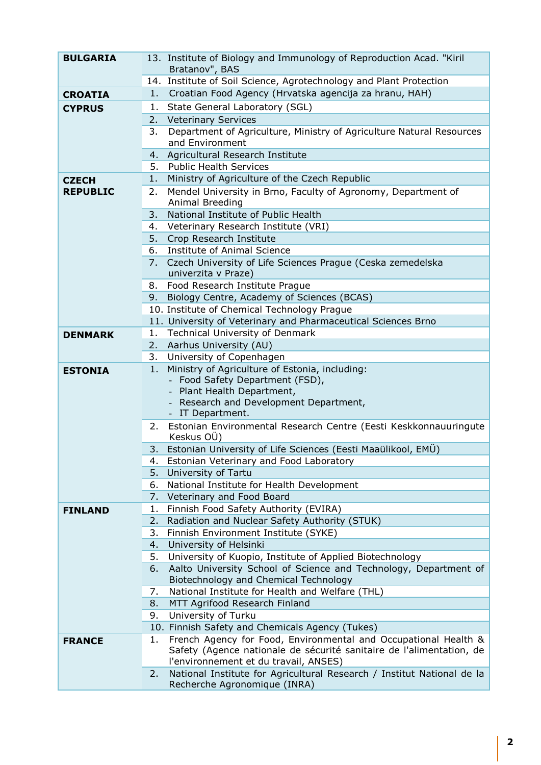| | |
|---|---|
| **BULGARIA** | 13. Institute of Biology and Immunology of Reproduction Acad. "Kiril Bratanov", BAS |
| | 14. Institute of Soil Science, Agrotechnology and Plant Protection |
| **CROATIA** | 1. Croatian Food Agency (Hrvatska agencija za hranu, HAH) |
| **CYPRUS** | 1. State General Laboratory (SGL) |
| | 2. Veterinary Services |
| | 3. Department of Agriculture, Ministry of Agriculture Natural Resources and Environment |
| | 4. Agricultural Research Institute |
| | 5. Public Health Services |
| **CZECH REPUBLIC** | 1. Ministry of Agriculture of the Czech Republic |
| | 2. Mendel University in Brno, Faculty of Agronomy, Department of Animal Breeding |
| | 3. National Institute of Public Health |
| | 4. Veterinary Research Institute (VRI) |
| | 5. Crop Research Institute |
| | 6. Institute of Animal Science |
| | 7. Czech University of Life Sciences Prague (Ceska zemedelska univerzita v Praze) |
| | 8. Food Research Institute Prague |
| | 9. Biology Centre, Academy of Sciences (BCAS) |
| | 10. Institute of Chemical Technology Prague |
| | 11. University of Veterinary and Pharmaceutical Sciences Brno |
| **DENMARK** | 1. Technical University of Denmark |
| | 2. Aarhus University (AU) |
| | 3. University of Copenhagen |
| **ESTONIA** | 1. Ministry of Agriculture of Estonia, including: - Food Safety Department (FSD), - Plant Health Department, - Research and Development Department, - IT Department. |
| | 2. Estonian Environmental Research Centre (Eesti Keskkonnauuringute Keskus OÜ) |
| | 3. Estonian University of Life Sciences (Eesti Maaülikool, EMÜ) |
| | 4. Estonian Veterinary and Food Laboratory |
| | 5. University of Tartu |
| | 6. National Institute for Health Development |
| | 7. Veterinary and Food Board |
| **FINLAND** | 1. Finnish Food Safety Authority (EVIRA) |
| | 2. Radiation and Nuclear Safety Authority (STUK) |
| | 3. Finnish Environment Institute (SYKE) |
| | 4. University of Helsinki |
| | 5. University of Kuopio, Institute of Applied Biotechnology |
| | 6. Aalto University School of Science and Technology, Department of Biotechnology and Chemical Technology |
| | 7. National Institute for Health and Welfare (THL) |
| | 8. MTT Agrifood Research Finland |
| | 9. University of Turku |
| | 10. Finnish Safety and Chemicals Agency (Tukes) |
| **FRANCE** | 1. French Agency for Food, Environmental and Occupational Health & Safety (Agence nationale de sécurité sanitaire de l'alimentation, de l'environnement et du travail, ANSES) |
| | 2. National Institute for Agricultural Research / Institut National de la Recherche Agronomique (INRA) |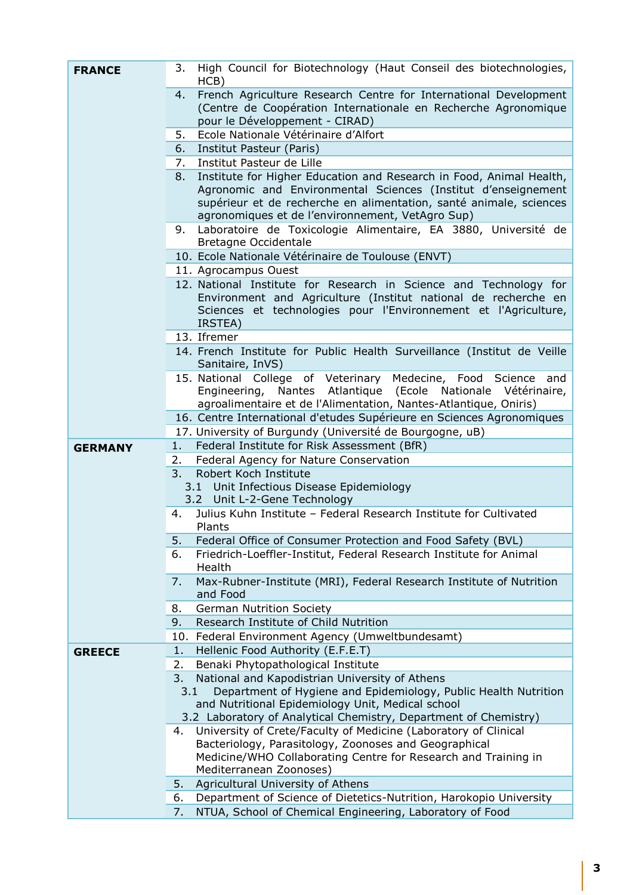| | |
|---|---|
| **FRANCE** | 3. High Council for Biotechnology (Haut Conseil des biotechnologies, HCB) |
| | 4. French Agriculture Research Centre for International Development (Centre de Coopération Internationale en Recherche Agronomique pour le Développement - CIRAD) |
| | 5. Ecole Nationale Vétérinaire d'Alfort |
| | 6. Institut Pasteur (Paris) |
| | 7. Institut Pasteur de Lille |
| | 8. Institute for Higher Education and Research in Food, Animal Health, Agronomic and Environmental Sciences (Institut d'enseignement supérieur et de recherche en alimentation, santé animale, sciences agronomiques et de l'environnement, VetAgro Sup) |
| | 9. Laboratoire de Toxicologie Alimentaire, EA 3880, Université de Bretagne Occidentale |
| | 10. Ecole Nationale Vétérinaire de Toulouse (ENVT) |
| | 11. Agrocampus Ouest |
| | 12. National Institute for Research in Science and Technology for Environment and Agriculture (Institut national de recherche en Sciences et technologies pour l'Environnement et l'Agriculture, IRSTEA) |
| | 13. Ifremer |
| | 14. French Institute for Public Health Surveillance (Institut de Veille Sanitaire, InVS) |
| | 15. National College of Veterinary Medecine, Food Science and Engineering, Nantes Atlantique (Ecole Nationale Vétérinaire, agroalimentaire et de l'Alimentation, Nantes-Atlantique, Oniris) |
| | 16. Centre International d'etudes Supérieure en Sciences Agronomiques |
| | 17. University of Burgundy (Université de Bourgogne, uB) |
| **GERMANY** | 1. Federal Institute for Risk Assessment (BfR) |
| | 2. Federal Agency for Nature Conservation |
| | 3. Robert Koch Institute<br>3.1 Unit Infectious Disease Epidemiology<br>3.2 Unit L-2-Gene Technology |
| | 4. Julius Kuhn Institute – Federal Research Institute for Cultivated Plants |
| | 5. Federal Office of Consumer Protection and Food Safety (BVL) |
| | 6. Friedrich-Loeffler-Institut, Federal Research Institute for Animal Health |
| | 7. Max-Rubner-Institute (MRI), Federal Research Institute of Nutrition and Food |
| | 8. German Nutrition Society |
| | 9. Research Institute of Child Nutrition |
| | 10. Federal Environment Agency (Umweltbundesamt) |
| **GREECE** | 1. Hellenic Food Authority (E.F.E.T) |
| | 2. Benaki Phytopathological Institute |
| | 3. National and Kapodistrian University of Athens<br>3.1 Department of Hygiene and Epidemiology, Public Health Nutrition and Nutritional Epidemiology Unit, Medical school<br>3.2 Laboratory of Analytical Chemistry, Department of Chemistry) |
| | 4. University of Crete/Faculty of Medicine (Laboratory of Clinical Bacteriology, Parasitology, Zoonoses and Geographical Medicine/WHO Collaborating Centre for Research and Training in Mediterranean Zoonoses) |
| | 5. Agricultural University of Athens |
| | 6. Department of Science of Dietetics-Nutrition, Harokopio University |
| | 7. NTUA, School of Chemical Engineering, Laboratory of Food |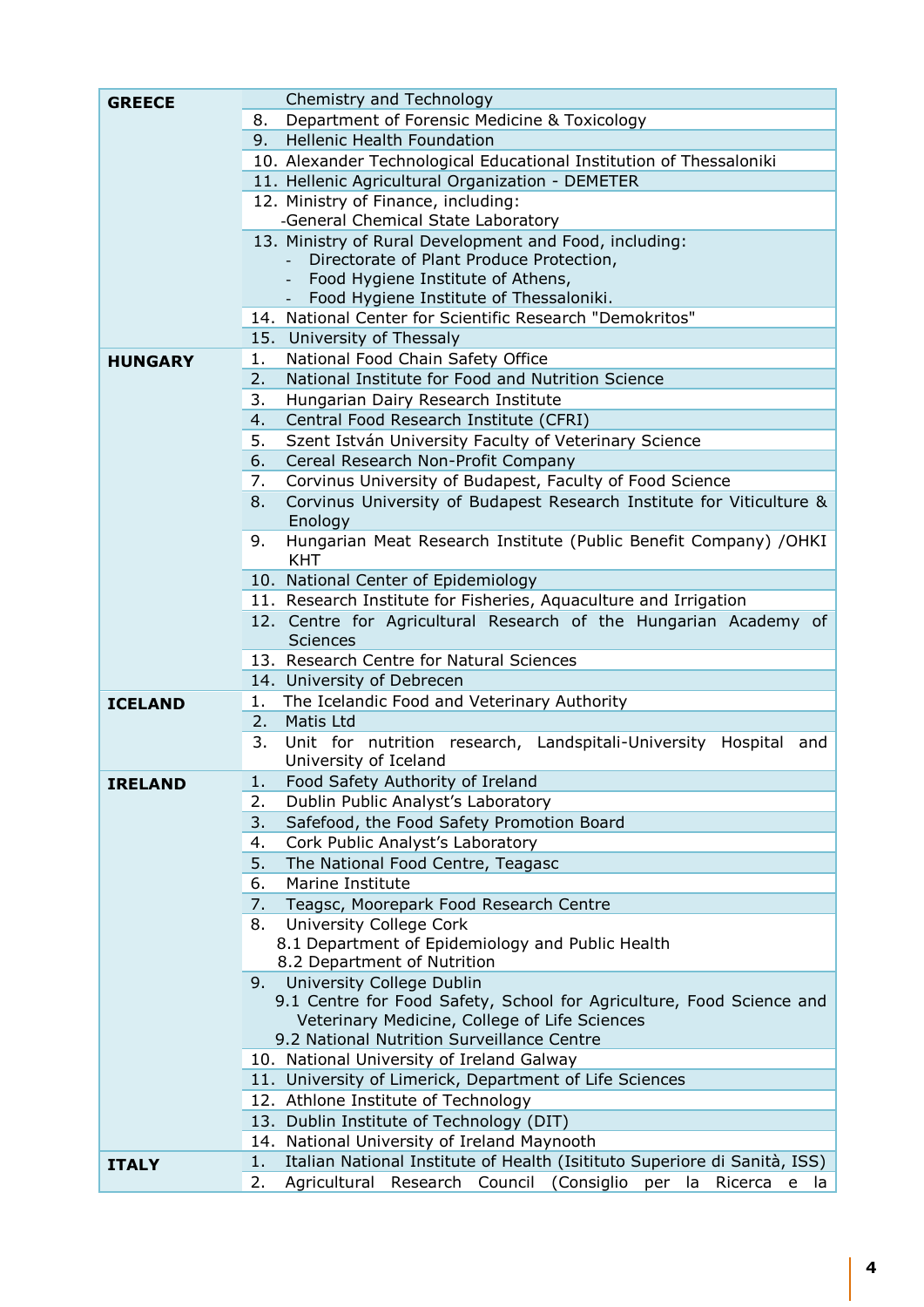| | |
|---|---|
| **GREECE** | Chemistry and Technology |
| | 8. Department of Forensic Medicine & Toxicology |
| | 9. Hellenic Health Foundation |
| | 10. Alexander Technological Educational Institution of Thessaloniki |
| | 11. Hellenic Agricultural Organization - DEMETER |
| | 12. Ministry of Finance, including: <br> -General Chemical State Laboratory |
| | 13. Ministry of Rural Development and Food, including: <br> - Directorate of Plant Produce Protection, <br> - Food Hygiene Institute of Athens, <br> - Food Hygiene Institute of Thessaloniki. |
| | 14. National Center for Scientific Research "Demokritos" |
| | 15. University of Thessaly |
| **HUNGARY** | 1. National Food Chain Safety Office |
| | 2. National Institute for Food and Nutrition Science |
| | 3. Hungarian Dairy Research Institute |
| | 4. Central Food Research Institute (CFRI) |
| | 5. Szent István University Faculty of Veterinary Science |
| | 6. Cereal Research Non-Profit Company |
| | 7. Corvinus University of Budapest, Faculty of Food Science |
| | 8. Corvinus University of Budapest Research Institute for Viticulture & Enology |
| | 9. Hungarian Meat Research Institute (Public Benefit Company) /OHKI KHT |
| | 10. National Center of Epidemiology |
| | 11. Research Institute for Fisheries, Aquaculture and Irrigation |
| | 12. Centre for Agricultural Research of the Hungarian Academy of Sciences |
| | 13. Research Centre for Natural Sciences |
| | 14. University of Debrecen |
| **ICELAND** | 1. The Icelandic Food and Veterinary Authority |
| | 2. Matis Ltd |
| | 3. Unit for nutrition research, Landspitali-University Hospital and University of Iceland |
| **IRELAND** | 1. Food Safety Authority of Ireland |
| | 2. Dublin Public Analyst's Laboratory |
| | 3. Safefood, the Food Safety Promotion Board |
| | 4. Cork Public Analyst's Laboratory |
| | 5. The National Food Centre, Teagasc |
| | 6. Marine Institute |
| | 7. Teagsc, Moorepark Food Research Centre |
| | 8. University College Cork <br> 8.1 Department of Epidemiology and Public Health <br> 8.2 Department of Nutrition |
| | 9. University College Dublin <br> 9.1 Centre for Food Safety, School for Agriculture, Food Science and Veterinary Medicine, College of Life Sciences <br> 9.2 National Nutrition Surveillance Centre |
| | 10. National University of Ireland Galway |
| | 11. University of Limerick, Department of Life Sciences |
| | 12. Athlone Institute of Technology |
| | 13. Dublin Institute of Technology (DIT) |
| | 14. National University of Ireland Maynooth |
| **ITALY** | 1. Italian National Institute of Health (Isitituto Superiore di Sanità, ISS) |
| | 2. Agricultural Research Council (Consiglio per la Ricerca e la |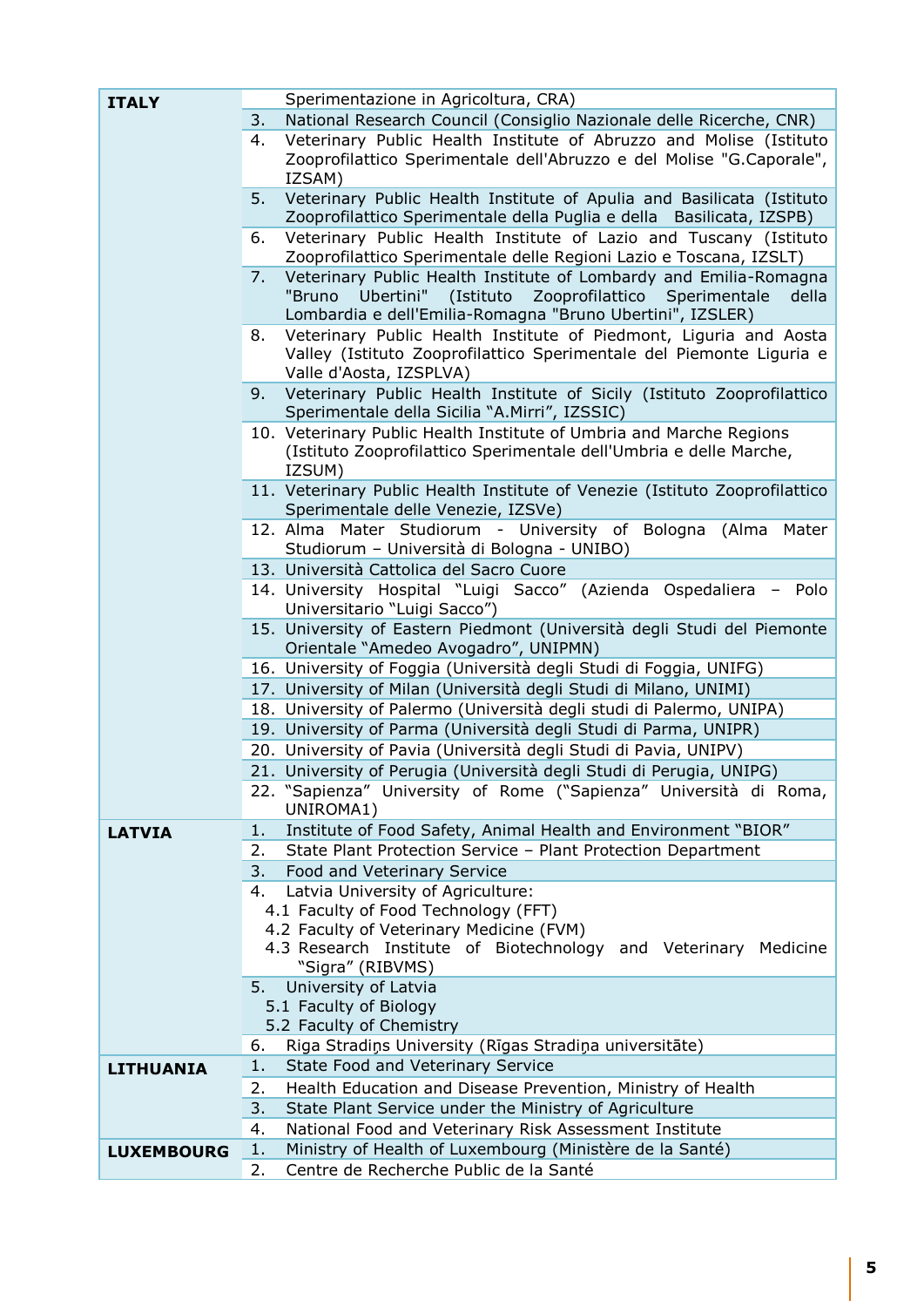| | |
|---|---|
| **ITALY** | Sperimentazione in Agricoltura, CRA) |
| | 3. National Research Council (Consiglio Nazionale delle Ricerche, CNR) |
| | 4. Veterinary Public Health Institute of Abruzzo and Molise (Istituto Zooprofilattico Sperimentale dell'Abruzzo e del Molise "G.Caporale", IZSAM) |
| | 5. Veterinary Public Health Institute of Apulia and Basilicata (Istituto Zooprofilattico Sperimentale della Puglia e della Basilicata, IZSPB) |
| | 6. Veterinary Public Health Institute of Lazio and Tuscany (Istituto Zooprofilattico Sperimentale delle Regioni Lazio e Toscana, IZSLT) |
| | 7. Veterinary Public Health Institute of Lombardy and Emilia-Romagna "Bruno Ubertini" (Istituto Zooprofilattico Sperimentale della Lombardia e dell'Emilia-Romagna "Bruno Ubertini", IZSLER) |
| | 8. Veterinary Public Health Institute of Piedmont, Liguria and Aosta Valley (Istituto Zooprofilattico Sperimentale del Piemonte Liguria e Valle d'Aosta, IZSPLVA) |
| | 9. Veterinary Public Health Institute of Sicily (Istituto Zooprofilattico Sperimentale della Sicilia "A.Mirri", IZSSIC) |
| | 10. Veterinary Public Health Institute of Umbria and Marche Regions (Istituto Zooprofilattico Sperimentale dell'Umbria e delle Marche, IZSUM) |
| | 11. Veterinary Public Health Institute of Venezie (Istituto Zooprofilattico Sperimentale delle Venezie, IZSVe) |
| | 12. Alma Mater Studiorum - University of Bologna (Alma Mater Studiorum – Università di Bologna - UNIBO) |
| | 13. Università Cattolica del Sacro Cuore |
| | 14. University Hospital "Luigi Sacco" (Azienda Ospedaliera – Polo Universitario "Luigi Sacco") |
| | 15. University of Eastern Piedmont (Università degli Studi del Piemonte Orientale "Amedeo Avogadro", UNIPMN) |
| | 16. University of Foggia (Università degli Studi di Foggia, UNIFG) |
| | 17. University of Milan (Università degli Studi di Milano, UNIMI) |
| | 18. University of Palermo (Università degli studi di Palermo, UNIPA) |
| | 19. University of Parma (Università degli Studi di Parma, UNIPR) |
| | 20. University of Pavia (Università degli Studi di Pavia, UNIPV) |
| | 21. University of Perugia (Università degli Studi di Perugia, UNIPG) |
| | 22. "Sapienza" University of Rome ("Sapienza" Università di Roma, UNIROMA1) |
| **LATVIA** | 1. Institute of Food Safety, Animal Health and Environment "BIOR" |
| | 2. State Plant Protection Service – Plant Protection Department |
| | 3. Food and Veterinary Service |
| | 4. Latvia University of Agriculture:<br>4.1 Faculty of Food Technology (FFT)<br>4.2 Faculty of Veterinary Medicine (FVM)<br>4.3 Research Institute of Biotechnology and Veterinary Medicine "Sigra" (RIBVMS) |
| | 5. University of Latvia<br>5.1 Faculty of Biology<br>5.2 Faculty of Chemistry |
| | 6. Riga Stradiņs University (Rīgas Stradiņa universitāte) |
| **LITHUANIA** | 1. State Food and Veterinary Service |
| | 2. Health Education and Disease Prevention, Ministry of Health |
| | 3. State Plant Service under the Ministry of Agriculture |
| | 4. National Food and Veterinary Risk Assessment Institute |
| **LUXEMBOURG** | 1. Ministry of Health of Luxembourg (Ministère de la Santé) |
| | 2. Centre de Recherche Public de la Santé |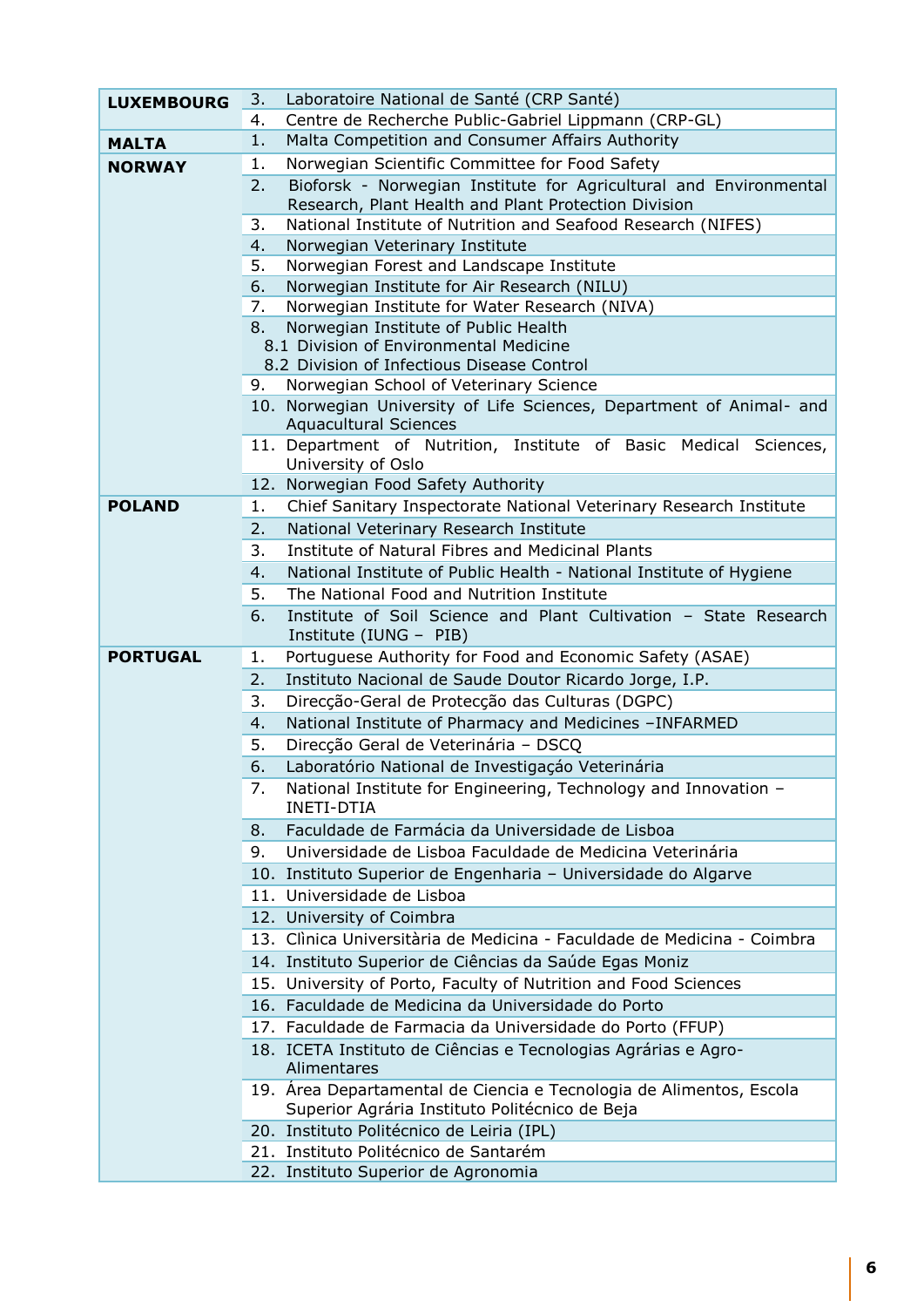| | |
|---|---|
| **LUXEMBOURG** | 3. Laboratoire National de Santé (CRP Santé) |
| | 4. Centre de Recherche Public-Gabriel Lippmann (CRP-GL) |
| **MALTA** | 1. Malta Competition and Consumer Affairs Authority |
| **NORWAY** | 1. Norwegian Scientific Committee for Food Safety |
| | 2. Bioforsk - Norwegian Institute for Agricultural and Environmental Research, Plant Health and Plant Protection Division |
| | 3. National Institute of Nutrition and Seafood Research (NIFES) |
| | 4. Norwegian Veterinary Institute |
| | 5. Norwegian Forest and Landscape Institute |
| | 6. Norwegian Institute for Air Research (NILU) |
| | 7. Norwegian Institute for Water Research (NIVA) |
| | 8. Norwegian Institute of Public Health<br>8.1 Division of Environmental Medicine<br>8.2 Division of Infectious Disease Control |
| | 9. Norwegian School of Veterinary Science |
| | 10. Norwegian University of Life Sciences, Department of Animal- and Aquacultural Sciences |
| | 11. Department of Nutrition, Institute of Basic Medical Sciences, University of Oslo |
| | 12. Norwegian Food Safety Authority |
| **POLAND** | 1. Chief Sanitary Inspectorate National Veterinary Research Institute |
| | 2. National Veterinary Research Institute |
| | 3. Institute of Natural Fibres and Medicinal Plants |
| | 4. National Institute of Public Health - National Institute of Hygiene |
| | 5. The National Food and Nutrition Institute |
| | 6. Institute of Soil Science and Plant Cultivation – State Research Institute (IUNG – PIB) |
| **PORTUGAL** | 1. Portuguese Authority for Food and Economic Safety (ASAE) |
| | 2. Instituto Nacional de Saude Doutor Ricardo Jorge, I.P. |
| | 3. Direcção-Geral de Protecção das Culturas (DGPC) |
| | 4. National Institute of Pharmacy and Medicines –INFARMED |
| | 5. Direcção Geral de Veterinária – DSCQ |
| | 6. Laboratório National de Investigaçáo Veterinária |
| | 7. National Institute for Engineering, Technology and Innovation – INETI-DTIA |
| | 8. Faculdade de Farmácia da Universidade de Lisboa |
| | 9. Universidade de Lisboa Faculdade de Medicina Veterinária |
| | 10. Instituto Superior de Engenharia – Universidade do Algarve |
| | 11. Universidade de Lisboa |
| | 12. University of Coimbra |
| | 13. Clìnica Universitària de Medicina - Faculdade de Medicina - Coimbra |
| | 14. Instituto Superior de Ciências da Saúde Egas Moniz |
| | 15. University of Porto, Faculty of Nutrition and Food Sciences |
| | 16. Faculdade de Medicina da Universidade do Porto |
| | 17. Faculdade de Farmacia da Universidade do Porto (FFUP) |
| | 18. ICETA Instituto de Ciências e Tecnologias Agrárias e Agro-Alimentares |
| | 19. Área Departamental de Ciencia e Tecnologia de Alimentos, Escola Superior Agrária Instituto Politécnico de Beja |
| | 20. Instituto Politécnico de Leiria (IPL) |
| | 21. Instituto Politécnico de Santarém |
| | 22. Instituto Superior de Agronomia |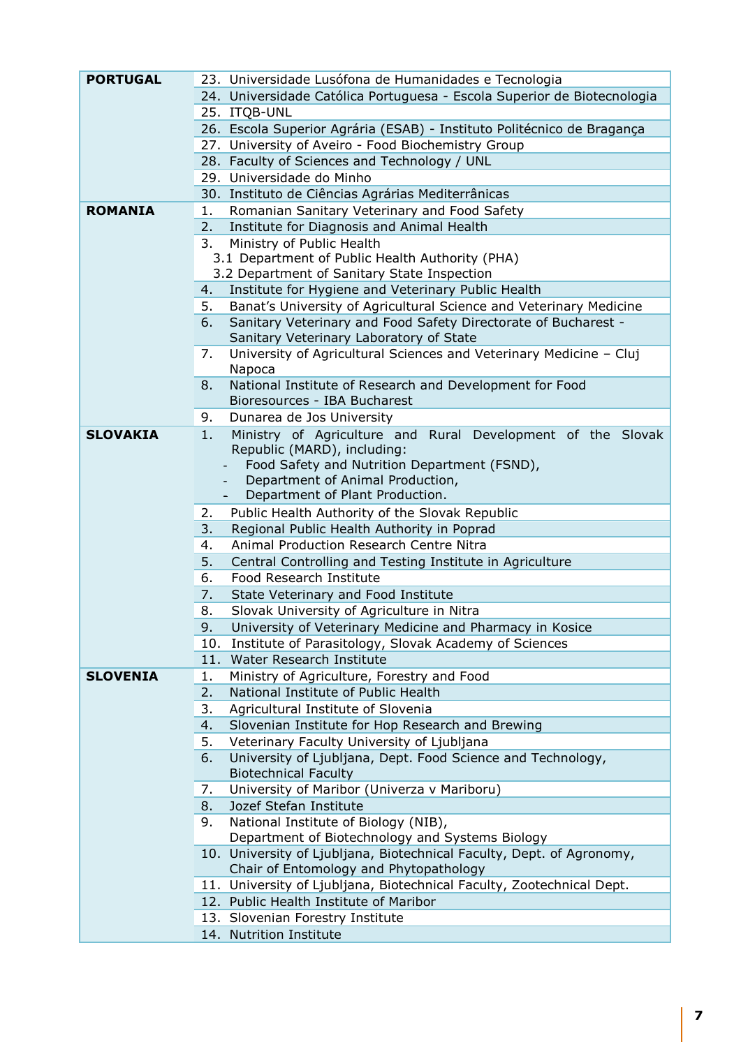| | |
|---|---|
| **PORTUGAL** | 23. Universidade Lusófona de Humanidades e Tecnologia |
| | 24. Universidade Católica Portuguesa - Escola Superior de Biotecnologia |
| | 25. ITQB-UNL |
| | 26. Escola Superior Agrária (ESAB) - Instituto Politécnico de Bragança |
| | 27. University of Aveiro - Food Biochemistry Group |
| | 28. Faculty of Sciences and Technology / UNL |
| | 29. Universidade do Minho |
| | 30. Instituto de Ciências Agrárias Mediterrânicas |
| **ROMANIA** | 1. Romanian Sanitary Veterinary and Food Safety |
| | 2. Institute for Diagnosis and Animal Health |
| | 3. Ministry of Public Health<br>3.1 Department of Public Health Authority (PHA)<br>3.2 Department of Sanitary State Inspection |
| | 4. Institute for Hygiene and Veterinary Public Health |
| | 5. Banat's University of Agricultural Science and Veterinary Medicine |
| | 6. Sanitary Veterinary and Food Safety Directorate of Bucharest - Sanitary Veterinary Laboratory of State |
| | 7. University of Agricultural Sciences and Veterinary Medicine – Cluj Napoca |
| | 8. National Institute of Research and Development for Food Bioresources - IBA Bucharest |
| | 9. Dunarea de Jos University |
| **SLOVAKIA** | 1. Ministry of Agriculture and Rural Development of the Slovak Republic (MARD), including:<br>- Food Safety and Nutrition Department (FSND),<br>- Department of Animal Production,<br>- Department of Plant Production. |
| | 2. Public Health Authority of the Slovak Republic |
| | 3. Regional Public Health Authority in Poprad |
| | 4. Animal Production Research Centre Nitra |
| | 5. Central Controlling and Testing Institute in Agriculture |
| | 6. Food Research Institute |
| | 7. State Veterinary and Food Institute |
| | 8. Slovak University of Agriculture in Nitra |
| | 9. University of Veterinary Medicine and Pharmacy in Kosice |
| | 10. Institute of Parasitology, Slovak Academy of Sciences |
| | 11. Water Research Institute |
| **SLOVENIA** | 1. Ministry of Agriculture, Forestry and Food |
| | 2. National Institute of Public Health |
| | 3. Agricultural Institute of Slovenia |
| | 4. Slovenian Institute for Hop Research and Brewing |
| | 5. Veterinary Faculty University of Ljubljana |
| | 6. University of Ljubljana, Dept. Food Science and Technology, Biotechnical Faculty |
| | 7. University of Maribor (Univerza v Mariboru) |
| | 8. Jozef Stefan Institute |
| | 9. National Institute of Biology (NIB),<br>Department of Biotechnology and Systems Biology |
| | 10. University of Ljubljana, Biotechnical Faculty, Dept. of Agronomy, Chair of Entomology and Phytopathology |
| | 11. University of Ljubljana, Biotechnical Faculty, Zootechnical Dept. |
| | 12. Public Health Institute of Maribor |
| | 13. Slovenian Forestry Institute |
| | 14. Nutrition Institute |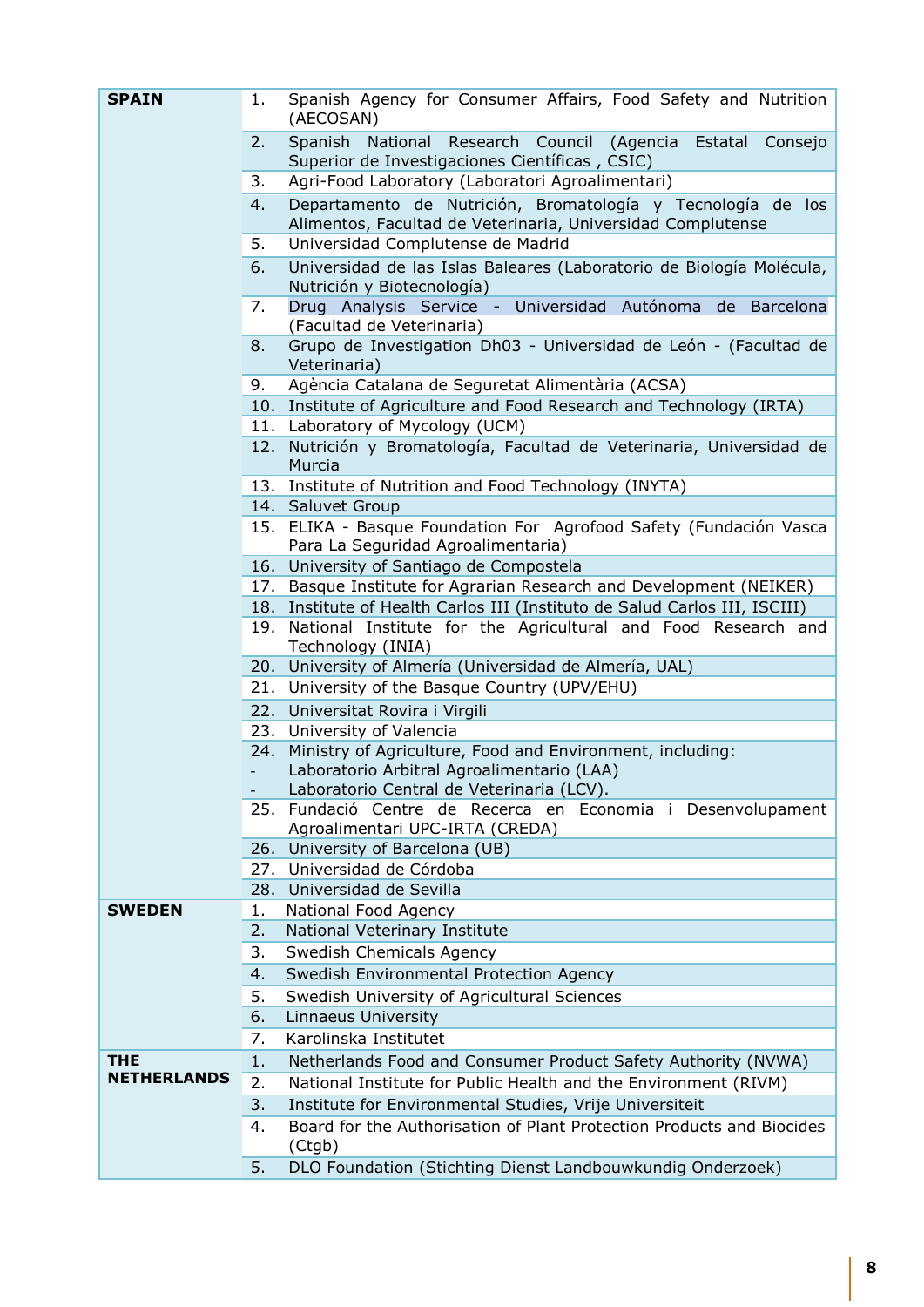| | |
|---|---|
| **SPAIN** | 1. Spanish Agency for Consumer Affairs, Food Safety and Nutrition (AECOSAN) |
| | 2. Spanish National Research Council (Agencia Estatal Consejo Superior de Investigaciones Científicas , CSIC) |
| | 3. Agri-Food Laboratory (Laboratori Agroalimentari) |
| | 4. Departamento de Nutrición, Bromatología y Tecnología de los Alimentos, Facultad de Veterinaria, Universidad Complutense |
| | 5. Universidad Complutense de Madrid |
| | 6. Universidad de las Islas Baleares (Laboratorio de Biología Molécula, Nutrición y Biotecnología) |
| | 7. Drug Analysis Service - Universidad Autónoma de Barcelona (Facultad de Veterinaria) |
| | 8. Grupo de Investigation Dh03 - Universidad de León - (Facultad de Veterinaria) |
| | 9. Agència Catalana de Seguretat Alimentària (ACSA) |
| | 10. Institute of Agriculture and Food Research and Technology (IRTA) |
| | 11. Laboratory of Mycology (UCM) |
| | 12. Nutrición y Bromatología, Facultad de Veterinaria, Universidad de Murcia |
| | 13. Institute of Nutrition and Food Technology (INYTA) |
| | 14. Saluvet Group |
| | 15. ELIKA - Basque Foundation For Agrofood Safety (Fundación Vasca Para La Seguridad Agroalimentaria) |
| | 16. University of Santiago de Compostela |
| | 17. Basque Institute for Agrarian Research and Development (NEIKER) |
| | 18. Institute of Health Carlos III (Instituto de Salud Carlos III, ISCIII) |
| | 19. National Institute for the Agricultural and Food Research and Technology (INIA) |
| | 20. University of Almería (Universidad de Almería, UAL) |
| | 21. University of the Basque Country (UPV/EHU) |
| | 22. Universitat Rovira i Virgili |
| | 23. University of Valencia |
| | 24. Ministry of Agriculture, Food and Environment, including:<br>- Laboratorio Arbitral Agroalimentario (LAA)<br>- Laboratorio Central de Veterinaria (LCV). |
| | 25. Fundació Centre de Recerca en Economia i Desenvolupament Agroalimentari UPC-IRTA (CREDA) |
| | 26. University of Barcelona (UB) |
| | 27. Universidad de Córdoba |
| | 28. Universidad de Sevilla |
| **SWEDEN** | 1. National Food Agency |
| | 2. National Veterinary Institute |
| | 3. Swedish Chemicals Agency |
| | 4. Swedish Environmental Protection Agency |
| | 5. Swedish University of Agricultural Sciences |
| | 6. Linnaeus University |
| | 7. Karolinska Institutet |
| **THE NETHERLANDS** | 1. Netherlands Food and Consumer Product Safety Authority (NVWA) |
| | 2. National Institute for Public Health and the Environment (RIVM) |
| | 3. Institute for Environmental Studies, Vrije Universiteit |
| | 4. Board for the Authorisation of Plant Protection Products and Biocides (Ctgb) |
| | 5. DLO Foundation (Stichting Dienst Landbouwkundig Onderzoek) |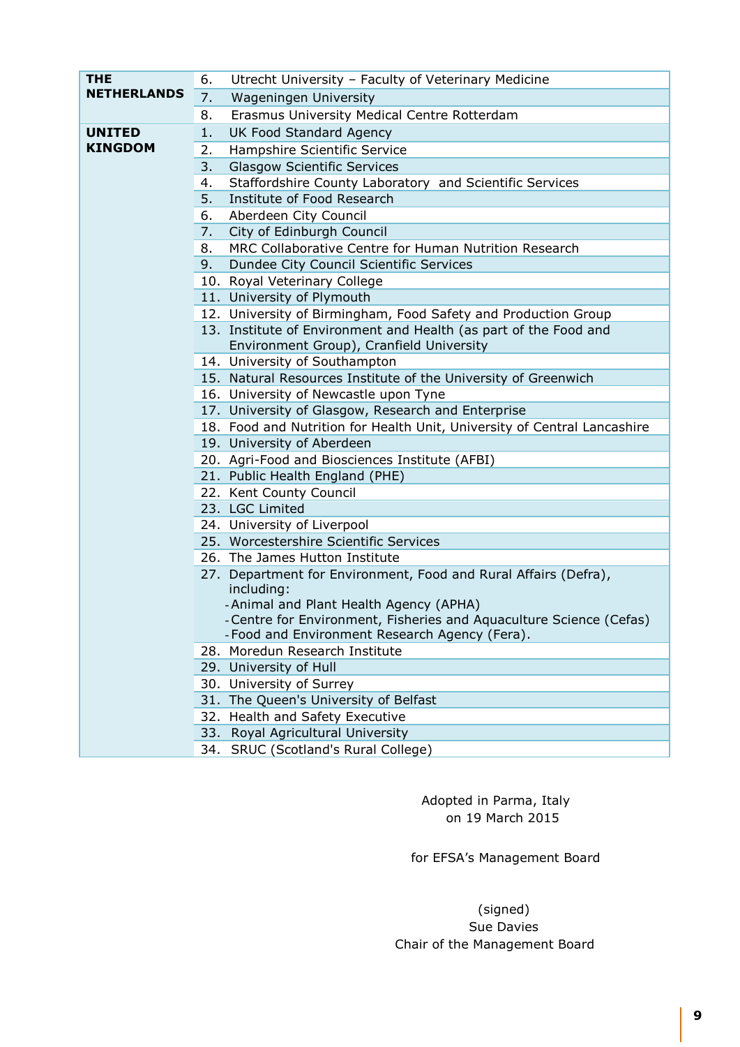| | |
|---|---|
| **THE NETHERLANDS** | 6. Utrecht University – Faculty of Veterinary Medicine |
| | 7. Wageningen University |
| | 8. Erasmus University Medical Centre Rotterdam |
| **UNITED KINGDOM** | 1. UK Food Standard Agency |
| | 2. Hampshire Scientific Service |
| | 3. Glasgow Scientific Services |
| | 4. Staffordshire County Laboratory and Scientific Services |
| | 5. Institute of Food Research |
| | 6. Aberdeen City Council |
| | 7. City of Edinburgh Council |
| | 8. MRC Collaborative Centre for Human Nutrition Research |
| | 9. Dundee City Council Scientific Services |
| | 10. Royal Veterinary College |
| | 11. University of Plymouth |
| | 12. University of Birmingham, Food Safety and Production Group |
| | 13. Institute of Environment and Health (as part of the Food and Environment Group), Cranfield University |
| | 14. University of Southampton |
| | 15. Natural Resources Institute of the University of Greenwich |
| | 16. University of Newcastle upon Tyne |
| | 17. University of Glasgow, Research and Enterprise |
| | 18. Food and Nutrition for Health Unit, University of Central Lancashire |
| | 19. University of Aberdeen |
| | 20. Agri-Food and Biosciences Institute (AFBI) |
| | 21. Public Health England (PHE) |
| | 22. Kent County Council |
| | 23. LGC Limited |
| | 24. University of Liverpool |
| | 25. Worcestershire Scientific Services |
| | 26. The James Hutton Institute |
| | 27. Department for Environment, Food and Rural Affairs (Defra), including:<br>- Animal and Plant Health Agency (APHA)<br>- Centre for Environment, Fisheries and Aquaculture Science (Cefas)<br>- Food and Environment Research Agency (Fera). |
| | 28. Moredun Research Institute |
| | 29. University of Hull |
| | 30. University of Surrey |
| | 31. The Queen's University of Belfast |
| | 32. Health and Safety Executive |
| | 33. Royal Agricultural University |
| | 34. SRUC (Scotland's Rural College) |

Adopted in Parma, Italy
on 19 March 2015

for EFSA's Management Board

(signed)
Sue Davies
Chair of the Management Board